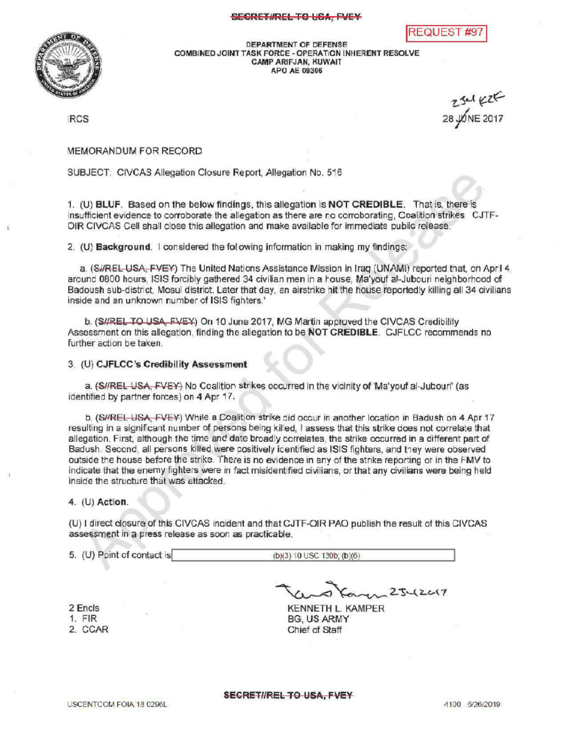SECRET//REL TO USA, FVEY

REQUEST #97

DEPARTMENT OF DEFENSE
COMBINED JOINT TASK FORCE - OPERATION INHERENT RESOLVE
CAMP ARIFJAN, KUWAIT
APO AE 09306

IRCS

25 JUNE 2017 ~~28 JUNE 2017~~

MEMORANDUM FOR RECORD

SUBJECT: CIVCAS Allegation Closure Report, Allegation No. 516

1. (U) **BLUF.** Based on the below findings, this allegation is **NOT CREDIBLE.** That is, there is insufficient evidence to corroborate the allegation as there are no corroborating, Coalition strikes. CJTF-OIR CIVCAS Cell shall close this allegation and make available for immediate public release.

2. (U) **Background.** I considered the following information in making my findings:

   a. (~~S//REL USA, FVEY~~) The United Nations Assistance Mission in Iraq (UNAMI) reported that, on April 4, around 0800 hours, ISIS forcibly gathered 34 civilian men in a house, Ma'youf al-Jubouri neighborhood of Badoush sub-district, Mosul district. Later that day, an airstrike hit the house reportedly killing all 34 civilians inside and an unknown number of ISIS fighters.'

   b. (~~S//REL TO USA, FVEY~~) On 10 June 2017, MG Martin approved the CIVCAS Credibility Assessment on this allegation, finding the allegation to be **NOT CREDIBLE.** CJFLCC recommends no further action be taken.

3. (U) **CJFLCC's Credibility Assessment**

   a. (~~S//REL USA, FVEY~~) No Coalition strikes occurred in the vicinity of 'Ma'youf al-Jubouri' (as identified by partner forces) on 4 Apr 17.

   b. (~~S//REL USA, FVEY~~) While a Coalition strike did occur in another location in Badush on 4 Apr 17 resulting in a significant number of persons being killed, I assess that this strike does not correlate that allegation. First, although the time and date broadly correlates, the strike occurred in a different part of Badush. Second, all persons killed were positively identified as ISIS fighters, and they were observed outside the house before the strike. There is no evidence in any of the strike reporting or in the FMV to indicate that the enemy fighters were in fact misidentified civilians, or that any civilians were being held inside the structure that was attacked.

4. (U) **Action.**

(U) I direct closure of this CIVCAS incident and that CJTF-OIR PAO publish the result of this CIVCAS assessment in a press release as soon as practicable.

5. (U) Point of contact is (b)(3) 10 USC 130b; (b)(6)

2 Encls
1. FIR
2. CCAR

25 Jun 2017

KENNETH L. KAMPER
BG, US ARMY
Chief of Staff

SECRET//REL TO USA, FVEY

USCENTCOM FOIA 18 0296L

4100 6/26/2019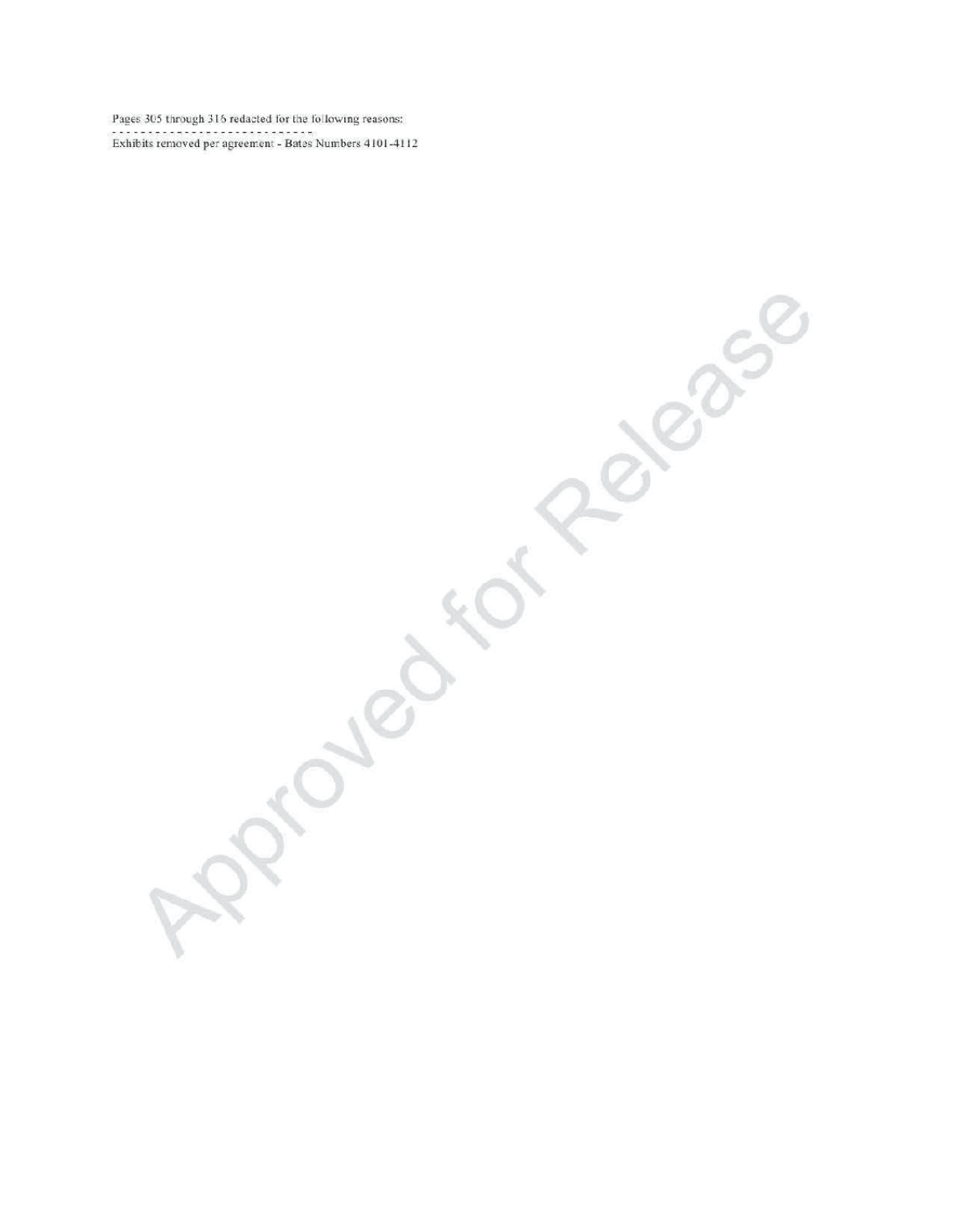Pages 305 through 316 redacted for the following reasons:

- - - - - - - - - - - - - - - - - - - - - - - - - - -

Exhibits removed per agreement - Bates Numbers 4101-4112